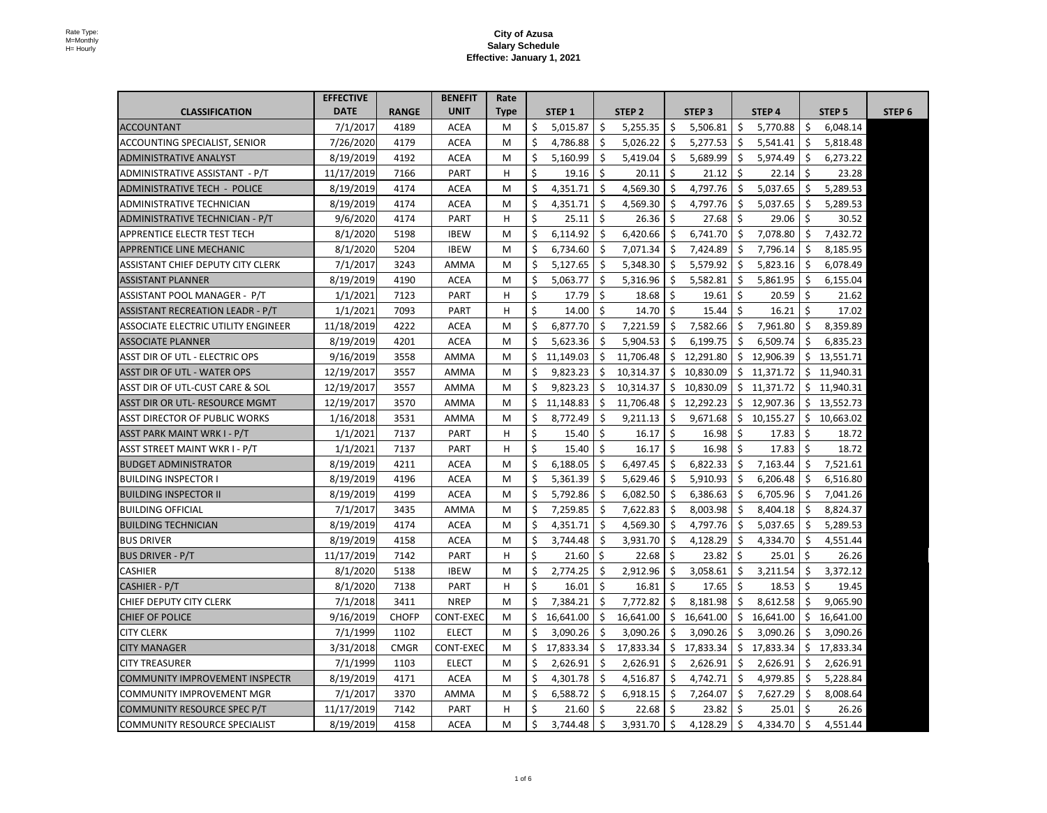Rate Type:
M=Monthly
H= Hourly

# City of Azusa
## Salary Schedule
### Effective: January 1, 2021

| CLASSIFICATION | EFFECTIVE DATE | RANGE | BENEFIT UNIT | Rate Type | STEP 1 | STEP 2 | STEP 3 | STEP 4 | STEP 5 | STEP 6 |
|---|---|---|---|---|---|---|---|---|---|---|
| ACCOUNTANT | 7/1/2017 | 4189 | ACEA | M | $ 5,015.87 | $ 5,255.35 | $ 5,506.81 | $ 5,770.88 | $ 6,048.14 | |
| ACCOUNTING SPECIALIST, SENIOR | 7/26/2020 | 4179 | ACEA | M | $ 4,786.88 | $ 5,026.22 | $ 5,277.53 | $ 5,541.41 | $ 5,818.48 | |
| ADMINISTRATIVE ANALYST | 8/19/2019 | 4192 | ACEA | M | $ 5,160.99 | $ 5,419.04 | $ 5,689.99 | $ 5,974.49 | $ 6,273.22 | |
| ADMINISTRATIVE ASSISTANT - P/T | 11/17/2019 | 7166 | PART | H | $ 19.16 | $ 20.11 | $ 21.12 | $ 22.14 | $ 23.28 | |
| ADMINISTRATIVE TECH - POLICE | 8/19/2019 | 4174 | ACEA | M | $ 4,351.71 | $ 4,569.30 | $ 4,797.76 | $ 5,037.65 | $ 5,289.53 | |
| ADMINISTRATIVE TECHNICIAN | 8/19/2019 | 4174 | ACEA | M | $ 4,351.71 | $ 4,569.30 | $ 4,797.76 | $ 5,037.65 | $ 5,289.53 | |
| ADMINISTRATIVE TECHNICIAN - P/T | 9/6/2020 | 4174 | PART | H | $ 25.11 | $ 26.36 | $ 27.68 | $ 29.06 | $ 30.52 | |
| APPRENTICE ELECTR TEST TECH | 8/1/2020 | 5198 | IBEW | M | $ 6,114.92 | $ 6,420.66 | $ 6,741.70 | $ 7,078.80 | $ 7,432.72 | |
| APPRENTICE LINE MECHANIC | 8/1/2020 | 5204 | IBEW | M | $ 6,734.60 | $ 7,071.34 | $ 7,424.89 | $ 7,796.14 | $ 8,185.95 | |
| ASSISTANT CHIEF DEPUTY CITY CLERK | 7/1/2017 | 3243 | AMMA | M | $ 5,127.65 | $ 5,348.30 | $ 5,579.92 | $ 5,823.16 | $ 6,078.49 | |
| ASSISTANT PLANNER | 8/19/2019 | 4190 | ACEA | M | $ 5,063.77 | $ 5,316.96 | $ 5,582.81 | $ 5,861.95 | $ 6,155.04 | |
| ASSISTANT POOL MANAGER - P/T | 1/1/2021 | 7123 | PART | H | $ 17.79 | $ 18.68 | $ 19.61 | $ 20.59 | $ 21.62 | |
| ASSISTANT RECREATION LEADR - P/T | 1/1/2021 | 7093 | PART | H | $ 14.00 | $ 14.70 | $ 15.44 | $ 16.21 | $ 17.02 | |
| ASSOCIATE ELECTRIC UTILITY ENGINEER | 11/18/2019 | 4222 | ACEA | M | $ 6,877.70 | $ 7,221.59 | $ 7,582.66 | $ 7,961.80 | $ 8,359.89 | |
| ASSOCIATE PLANNER | 8/19/2019 | 4201 | ACEA | M | $ 5,623.36 | $ 5,904.53 | $ 6,199.75 | $ 6,509.74 | $ 6,835.23 | |
| ASST DIR OF UTL - ELECTRIC OPS | 9/16/2019 | 3558 | AMMA | M | $ 11,149.03 | $ 11,706.48 | $ 12,291.80 | $ 12,906.39 | $ 13,551.71 | |
| ASST DIR OF UTL - WATER OPS | 12/19/2017 | 3557 | AMMA | M | $ 9,823.23 | $ 10,314.37 | $ 10,830.09 | $ 11,371.72 | $ 11,940.31 | |
| ASST DIR OF UTL-CUST CARE & SOL | 12/19/2017 | 3557 | AMMA | M | $ 9,823.23 | $ 10,314.37 | $ 10,830.09 | $ 11,371.72 | $ 11,940.31 | |
| ASST DIR OR UTL- RESOURCE MGMT | 12/19/2017 | 3570 | AMMA | M | $ 11,148.83 | $ 11,706.48 | $ 12,292.23 | $ 12,907.36 | $ 13,552.73 | |
| ASST DIRECTOR OF PUBLIC WORKS | 1/16/2018 | 3531 | AMMA | M | $ 8,772.49 | $ 9,211.13 | $ 9,671.68 | $ 10,155.27 | $ 10,663.02 | |
| ASST PARK MAINT WRK I - P/T | 1/1/2021 | 7137 | PART | H | $ 15.40 | $ 16.17 | $ 16.98 | $ 17.83 | $ 18.72 | |
| ASST STREET MAINT WKR I - P/T | 1/1/2021 | 7137 | PART | H | $ 15.40 | $ 16.17 | $ 16.98 | $ 17.83 | $ 18.72 | |
| BUDGET ADMINISTRATOR | 8/19/2019 | 4211 | ACEA | M | $ 6,188.05 | $ 6,497.45 | $ 6,822.33 | $ 7,163.44 | $ 7,521.61 | |
| BUILDING INSPECTOR I | 8/19/2019 | 4196 | ACEA | M | $ 5,361.39 | $ 5,629.46 | $ 5,910.93 | $ 6,206.48 | $ 6,516.80 | |
| BUILDING INSPECTOR II | 8/19/2019 | 4199 | ACEA | M | $ 5,792.86 | $ 6,082.50 | $ 6,386.63 | $ 6,705.96 | $ 7,041.26 | |
| BUILDING OFFICIAL | 7/1/2017 | 3435 | AMMA | M | $ 7,259.85 | $ 7,622.83 | $ 8,003.98 | $ 8,404.18 | $ 8,824.37 | |
| BUILDING TECHNICIAN | 8/19/2019 | 4174 | ACEA | M | $ 4,351.71 | $ 4,569.30 | $ 4,797.76 | $ 5,037.65 | $ 5,289.53 | |
| BUS DRIVER | 8/19/2019 | 4158 | ACEA | M | $ 3,744.48 | $ 3,931.70 | $ 4,128.29 | $ 4,334.70 | $ 4,551.44 | |
| BUS DRIVER - P/T | 11/17/2019 | 7142 | PART | H | $ 21.60 | $ 22.68 | $ 23.82 | $ 25.01 | $ 26.26 | |
| CASHIER | 8/1/2020 | 5138 | IBEW | M | $ 2,774.25 | $ 2,912.96 | $ 3,058.61 | $ 3,211.54 | $ 3,372.12 | |
| CASHIER - P/T | 8/1/2020 | 7138 | PART | H | $ 16.01 | $ 16.81 | $ 17.65 | $ 18.53 | $ 19.45 | |
| CHIEF DEPUTY CITY CLERK | 7/1/2018 | 3411 | NREP | M | $ 7,384.21 | $ 7,772.82 | $ 8,181.98 | $ 8,612.58 | $ 9,065.90 | |
| CHIEF OF POLICE | 9/16/2019 | CHOFP | CONT-EXEC | M | $ 16,641.00 | $ 16,641.00 | $ 16,641.00 | $ 16,641.00 | $ 16,641.00 | |
| CITY CLERK | 7/1/1999 | 1102 | ELECT | M | $ 3,090.26 | $ 3,090.26 | $ 3,090.26 | $ 3,090.26 | $ 3,090.26 | |
| CITY MANAGER | 3/31/2018 | CMGR | CONT-EXEC | M | $ 17,833.34 | $ 17,833.34 | $ 17,833.34 | $ 17,833.34 | $ 17,833.34 | |
| CITY TREASURER | 7/1/1999 | 1103 | ELECT | M | $ 2,626.91 | $ 2,626.91 | $ 2,626.91 | $ 2,626.91 | $ 2,626.91 | |
| COMMUNITY IMPROVEMENT INSPECTR | 8/19/2019 | 4171 | ACEA | M | $ 4,301.78 | $ 4,516.87 | $ 4,742.71 | $ 4,979.85 | $ 5,228.84 | |
| COMMUNITY IMPROVEMENT MGR | 7/1/2017 | 3370 | AMMA | M | $ 6,588.72 | $ 6,918.15 | $ 7,264.07 | $ 7,627.29 | $ 8,008.64 | |
| COMMUNITY RESOURCE SPEC P/T | 11/17/2019 | 7142 | PART | H | $ 21.60 | $ 22.68 | $ 23.82 | $ 25.01 | $ 26.26 | |
| COMMUNITY RESOURCE SPECIALIST | 8/19/2019 | 4158 | ACEA | M | $ 3,744.48 | $ 3,931.70 | $ 4,128.29 | $ 4,334.70 | $ 4,551.44 | |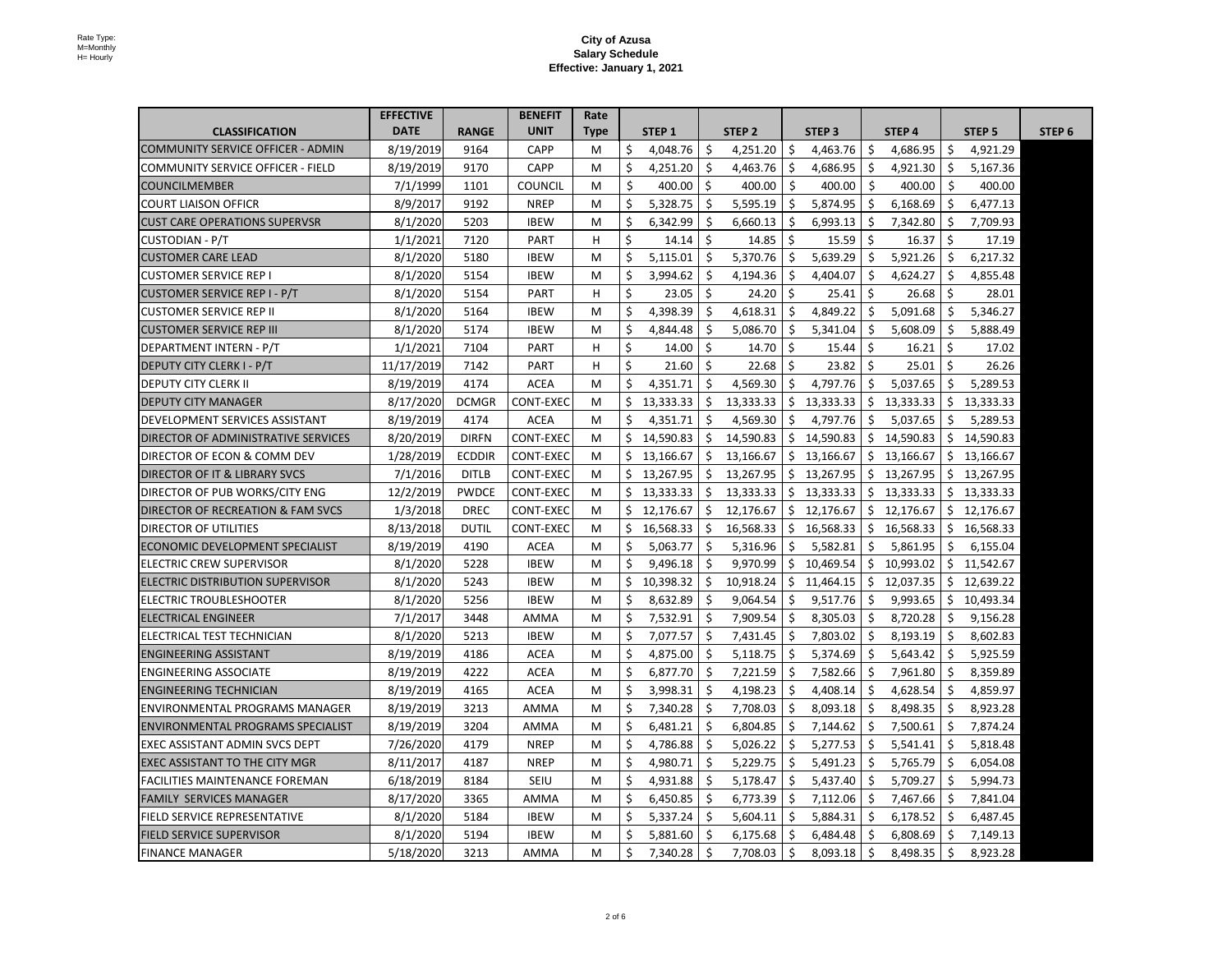Rate Type:
M=Monthly
H= Hourly

**City of Azusa**
**Salary Schedule**
**Effective: January 1, 2021**

| CLASSIFICATION | EFFECTIVE DATE | RANGE | BENEFIT UNIT | Rate Type | STEP 1 | STEP 2 | STEP 3 | STEP 4 | STEP 5 | STEP 6 |
|---|---|---|---|---|---|---|---|---|---|---|
| COMMUNITY SERVICE OFFICER - ADMIN | 8/19/2019 | 9164 | CAPP | M | $ 4,048.76 | $ 4,251.20 | $ 4,463.76 | $ 4,686.95 | $ 4,921.29 | |
| COMMUNITY SERVICE OFFICER - FIELD | 8/19/2019 | 9170 | CAPP | M | $ 4,251.20 | $ 4,463.76 | $ 4,686.95 | $ 4,921.30 | $ 5,167.36 | |
| COUNCILMEMBER | 7/1/1999 | 1101 | COUNCIL | M | $ 400.00 | $ 400.00 | $ 400.00 | $ 400.00 | $ 400.00 | |
| COURT LIAISON OFFICR | 8/9/2017 | 9192 | NREP | M | $ 5,328.75 | $ 5,595.19 | $ 5,874.95 | $ 6,168.69 | $ 6,477.13 | |
| CUST CARE OPERATIONS SUPERVSR | 8/1/2020 | 5203 | IBEW | M | $ 6,342.99 | $ 6,660.13 | $ 6,993.13 | $ 7,342.80 | $ 7,709.93 | |
| CUSTODIAN - P/T | 1/1/2021 | 7120 | PART | H | $ 14.14 | $ 14.85 | $ 15.59 | $ 16.37 | $ 17.19 | |
| CUSTOMER CARE LEAD | 8/1/2020 | 5180 | IBEW | M | $ 5,115.01 | $ 5,370.76 | $ 5,639.29 | $ 5,921.26 | $ 6,217.32 | |
| CUSTOMER SERVICE REP I | 8/1/2020 | 5154 | IBEW | M | $ 3,994.62 | $ 4,194.36 | $ 4,404.07 | $ 4,624.27 | $ 4,855.48 | |
| CUSTOMER SERVICE REP I - P/T | 8/1/2020 | 5154 | PART | H | $ 23.05 | $ 24.20 | $ 25.41 | $ 26.68 | $ 28.01 | |
| CUSTOMER SERVICE REP II | 8/1/2020 | 5164 | IBEW | M | $ 4,398.39 | $ 4,618.31 | $ 4,849.22 | $ 5,091.68 | $ 5,346.27 | |
| CUSTOMER SERVICE REP III | 8/1/2020 | 5174 | IBEW | M | $ 4,844.48 | $ 5,086.70 | $ 5,341.04 | $ 5,608.09 | $ 5,888.49 | |
| DEPARTMENT INTERN - P/T | 1/1/2021 | 7104 | PART | H | $ 14.00 | $ 14.70 | $ 15.44 | $ 16.21 | $ 17.02 | |
| DEPUTY CITY CLERK I - P/T | 11/17/2019 | 7142 | PART | H | $ 21.60 | $ 22.68 | $ 23.82 | $ 25.01 | $ 26.26 | |
| DEPUTY CITY CLERK II | 8/19/2019 | 4174 | ACEA | M | $ 4,351.71 | $ 4,569.30 | $ 4,797.76 | $ 5,037.65 | $ 5,289.53 | |
| DEPUTY CITY MANAGER | 8/17/2020 | DCMGR | CONT-EXEC | M | $ 13,333.33 | $ 13,333.33 | $ 13,333.33 | $ 13,333.33 | $ 13,333.33 | |
| DEVELOPMENT SERVICES ASSISTANT | 8/19/2019 | 4174 | ACEA | M | $ 4,351.71 | $ 4,569.30 | $ 4,797.76 | $ 5,037.65 | $ 5,289.53 | |
| DIRECTOR OF ADMINISTRATIVE SERVICES | 8/20/2019 | DIRFN | CONT-EXEC | M | $ 14,590.83 | $ 14,590.83 | $ 14,590.83 | $ 14,590.83 | $ 14,590.83 | |
| DIRECTOR OF ECON & COMM DEV | 1/28/2019 | ECDDIR | CONT-EXEC | M | $ 13,166.67 | $ 13,166.67 | $ 13,166.67 | $ 13,166.67 | $ 13,166.67 | |
| DIRECTOR OF IT & LIBRARY SVCS | 7/1/2016 | DITLB | CONT-EXEC | M | $ 13,267.95 | $ 13,267.95 | $ 13,267.95 | $ 13,267.95 | $ 13,267.95 | |
| DIRECTOR OF PUB WORKS/CITY ENG | 12/2/2019 | PWDCE | CONT-EXEC | M | $ 13,333.33 | $ 13,333.33 | $ 13,333.33 | $ 13,333.33 | $ 13,333.33 | |
| DIRECTOR OF RECREATION & FAM SVCS | 1/3/2018 | DREC | CONT-EXEC | M | $ 12,176.67 | $ 12,176.67 | $ 12,176.67 | $ 12,176.67 | $ 12,176.67 | |
| DIRECTOR OF UTILITIES | 8/13/2018 | DUTIL | CONT-EXEC | M | $ 16,568.33 | $ 16,568.33 | $ 16,568.33 | $ 16,568.33 | $ 16,568.33 | |
| ECONOMIC DEVELOPMENT SPECIALIST | 8/19/2019 | 4190 | ACEA | M | $ 5,063.77 | $ 5,316.96 | $ 5,582.81 | $ 5,861.95 | $ 6,155.04 | |
| ELECTRIC CREW SUPERVISOR | 8/1/2020 | 5228 | IBEW | M | $ 9,496.18 | $ 9,970.99 | $ 10,469.54 | $ 10,993.02 | $ 11,542.67 | |
| ELECTRIC DISTRIBUTION SUPERVISOR | 8/1/2020 | 5243 | IBEW | M | $ 10,398.32 | $ 10,918.24 | $ 11,464.15 | $ 12,037.35 | $ 12,639.22 | |
| ELECTRIC TROUBLESHOOTER | 8/1/2020 | 5256 | IBEW | M | $ 8,632.89 | $ 9,064.54 | $ 9,517.76 | $ 9,993.65 | $ 10,493.34 | |
| ELECTRICAL ENGINEER | 7/1/2017 | 3448 | AMMA | M | $ 7,532.91 | $ 7,909.54 | $ 8,305.03 | $ 8,720.28 | $ 9,156.28 | |
| ELECTRICAL TEST TECHNICIAN | 8/1/2020 | 5213 | IBEW | M | $ 7,077.57 | $ 7,431.45 | $ 7,803.02 | $ 8,193.19 | $ 8,602.83 | |
| ENGINEERING ASSISTANT | 8/19/2019 | 4186 | ACEA | M | $ 4,875.00 | $ 5,118.75 | $ 5,374.69 | $ 5,643.42 | $ 5,925.59 | |
| ENGINEERING ASSOCIATE | 8/19/2019 | 4222 | ACEA | M | $ 6,877.70 | $ 7,221.59 | $ 7,582.66 | $ 7,961.80 | $ 8,359.89 | |
| ENGINEERING TECHNICIAN | 8/19/2019 | 4165 | ACEA | M | $ 3,998.31 | $ 4,198.23 | $ 4,408.14 | $ 4,628.54 | $ 4,859.97 | |
| ENVIRONMENTAL PROGRAMS MANAGER | 8/19/2019 | 3213 | AMMA | M | $ 7,340.28 | $ 7,708.03 | $ 8,093.18 | $ 8,498.35 | $ 8,923.28 | |
| ENVIRONMENTAL PROGRAMS SPECIALIST | 8/19/2019 | 3204 | AMMA | M | $ 6,481.21 | $ 6,804.85 | $ 7,144.62 | $ 7,500.61 | $ 7,874.24 | |
| EXEC ASSISTANT ADMIN SVCS DEPT | 7/26/2020 | 4179 | NREP | M | $ 4,786.88 | $ 5,026.22 | $ 5,277.53 | $ 5,541.41 | $ 5,818.48 | |
| EXEC ASSISTANT TO THE CITY MGR | 8/11/2017 | 4187 | NREP | M | $ 4,980.71 | $ 5,229.75 | $ 5,491.23 | $ 5,765.79 | $ 6,054.08 | |
| FACILITIES MAINTENANCE FOREMAN | 6/18/2019 | 8184 | SEIU | M | $ 4,931.88 | $ 5,178.47 | $ 5,437.40 | $ 5,709.27 | $ 5,994.73 | |
| FAMILY SERVICES MANAGER | 8/17/2020 | 3365 | AMMA | M | $ 6,450.85 | $ 6,773.39 | $ 7,112.06 | $ 7,467.66 | $ 7,841.04 | |
| FIELD SERVICE REPRESENTATIVE | 8/1/2020 | 5184 | IBEW | M | $ 5,337.24 | $ 5,604.11 | $ 5,884.31 | $ 6,178.52 | $ 6,487.45 | |
| FIELD SERVICE SUPERVISOR | 8/1/2020 | 5194 | IBEW | M | $ 5,881.60 | $ 6,175.68 | $ 6,484.48 | $ 6,808.69 | $ 7,149.13 | |
| FINANCE MANAGER | 5/18/2020 | 3213 | AMMA | M | $ 7,340.28 | $ 7,708.03 | $ 8,093.18 | $ 8,498.35 | $ 8,923.28 | |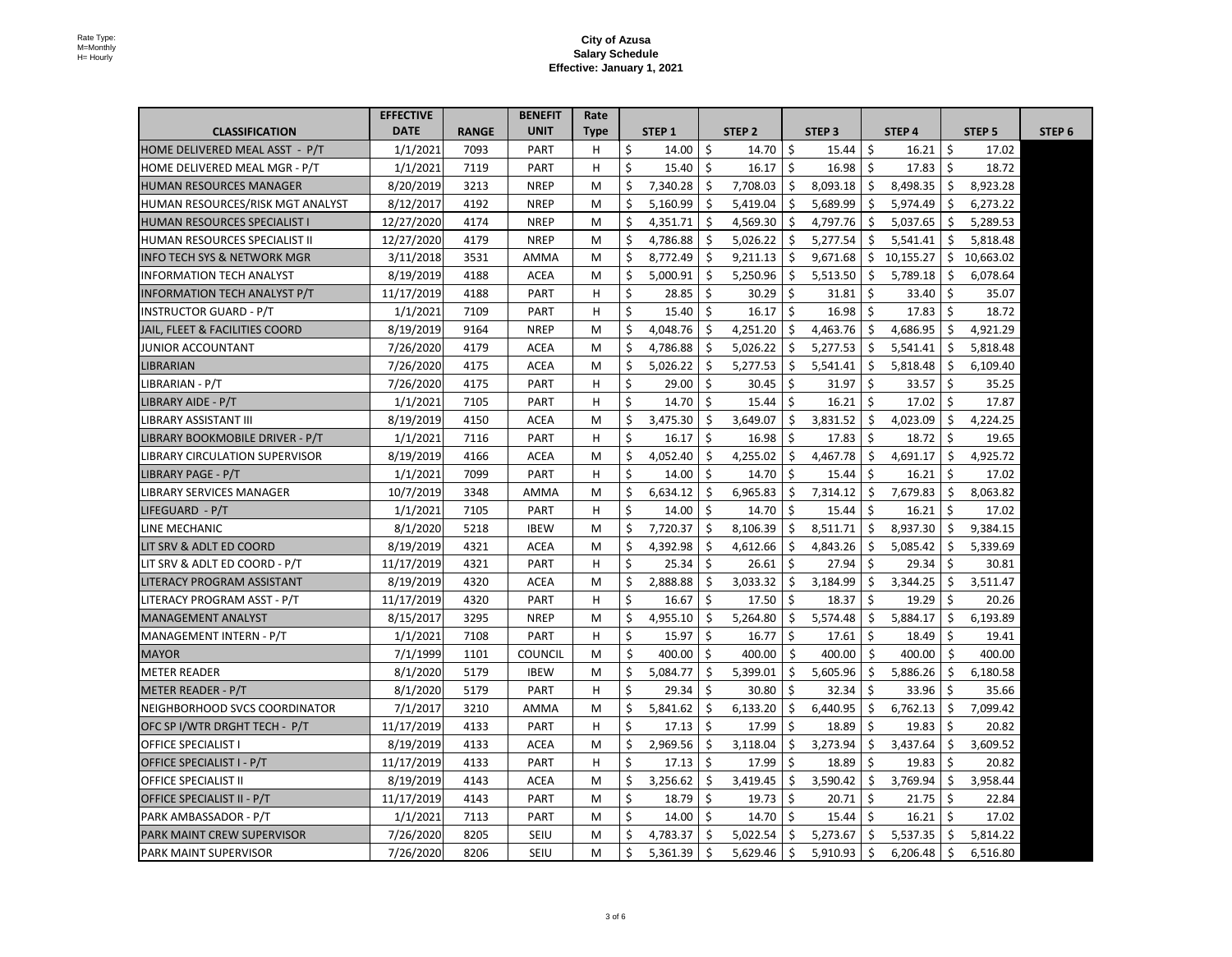Rate Type:
M=Monthly
H= Hourly

# City of Azusa
## Salary Schedule
### Effective: January 1, 2021

| CLASSIFICATION | EFFECTIVE DATE | RANGE | BENEFIT UNIT | Rate Type | STEP 1 | STEP 2 | STEP 3 | STEP 4 | STEP 5 | STEP 6 |
|---|---|---|---|---|---|---|---|---|---|---|
| HOME DELIVERED MEAL ASST - P/T | 1/1/2021 | 7093 | PART | H | $ 14.00 | $ 14.70 | $ 15.44 | $ 16.21 | $ 17.02 | |
| HOME DELIVERED MEAL MGR - P/T | 1/1/2021 | 7119 | PART | H | $ 15.40 | $ 16.17 | $ 16.98 | $ 17.83 | $ 18.72 | |
| HUMAN RESOURCES MANAGER | 8/20/2019 | 3213 | NREP | M | $ 7,340.28 | $ 7,708.03 | $ 8,093.18 | $ 8,498.35 | $ 8,923.28 | |
| HUMAN RESOURCES/RISK MGT ANALYST | 8/12/2017 | 4192 | NREP | M | $ 5,160.99 | $ 5,419.04 | $ 5,689.99 | $ 5,974.49 | $ 6,273.22 | |
| HUMAN RESOURCES SPECIALIST I | 12/27/2020 | 4174 | NREP | M | $ 4,351.71 | $ 4,569.30 | $ 4,797.76 | $ 5,037.65 | $ 5,289.53 | |
| HUMAN RESOURCES SPECIALIST II | 12/27/2020 | 4179 | NREP | M | $ 4,786.88 | $ 5,026.22 | $ 5,277.54 | $ 5,541.41 | $ 5,818.48 | |
| INFO TECH SYS & NETWORK MGR | 3/11/2018 | 3531 | AMMA | M | $ 8,772.49 | $ 9,211.13 | $ 9,671.68 | $ 10,155.27 | $ 10,663.02 | |
| INFORMATION TECH ANALYST | 8/19/2019 | 4188 | ACEA | M | $ 5,000.91 | $ 5,250.96 | $ 5,513.50 | $ 5,789.18 | $ 6,078.64 | |
| INFORMATION TECH ANALYST P/T | 11/17/2019 | 4188 | PART | H | $ 28.85 | $ 30.29 | $ 31.81 | $ 33.40 | $ 35.07 | |
| INSTRUCTOR GUARD - P/T | 1/1/2021 | 7109 | PART | H | $ 15.40 | $ 16.17 | $ 16.98 | $ 17.83 | $ 18.72 | |
| JAIL, FLEET & FACILITIES COORD | 8/19/2019 | 9164 | NREP | M | $ 4,048.76 | $ 4,251.20 | $ 4,463.76 | $ 4,686.95 | $ 4,921.29 | |
| JUNIOR ACCOUNTANT | 7/26/2020 | 4179 | ACEA | M | $ 4,786.88 | $ 5,026.22 | $ 5,277.53 | $ 5,541.41 | $ 5,818.48 | |
| LIBRARIAN | 7/26/2020 | 4175 | ACEA | M | $ 5,026.22 | $ 5,277.53 | $ 5,541.41 | $ 5,818.48 | $ 6,109.40 | |
| LIBRARIAN - P/T | 7/26/2020 | 4175 | PART | H | $ 29.00 | $ 30.45 | $ 31.97 | $ 33.57 | $ 35.25 | |
| LIBRARY AIDE - P/T | 1/1/2021 | 7105 | PART | H | $ 14.70 | $ 15.44 | $ 16.21 | $ 17.02 | $ 17.87 | |
| LIBRARY ASSISTANT III | 8/19/2019 | 4150 | ACEA | M | $ 3,475.30 | $ 3,649.07 | $ 3,831.52 | $ 4,023.09 | $ 4,224.25 | |
| LIBRARY BOOKMOBILE DRIVER - P/T | 1/1/2021 | 7116 | PART | H | $ 16.17 | $ 16.98 | $ 17.83 | $ 18.72 | $ 19.65 | |
| LIBRARY CIRCULATION SUPERVISOR | 8/19/2019 | 4166 | ACEA | M | $ 4,052.40 | $ 4,255.02 | $ 4,467.78 | $ 4,691.17 | $ 4,925.72 | |
| LIBRARY PAGE - P/T | 1/1/2021 | 7099 | PART | H | $ 14.00 | $ 14.70 | $ 15.44 | $ 16.21 | $ 17.02 | |
| LIBRARY SERVICES MANAGER | 10/7/2019 | 3348 | AMMA | M | $ 6,634.12 | $ 6,965.83 | $ 7,314.12 | $ 7,679.83 | $ 8,063.82 | |
| LIFEGUARD - P/T | 1/1/2021 | 7105 | PART | H | $ 14.00 | $ 14.70 | $ 15.44 | $ 16.21 | $ 17.02 | |
| LINE MECHANIC | 8/1/2020 | 5218 | IBEW | M | $ 7,720.37 | $ 8,106.39 | $ 8,511.71 | $ 8,937.30 | $ 9,384.15 | |
| LIT SRV & ADLT ED COORD | 8/19/2019 | 4321 | ACEA | M | $ 4,392.98 | $ 4,612.66 | $ 4,843.26 | $ 5,085.42 | $ 5,339.69 | |
| LIT SRV & ADLT ED COORD - P/T | 11/17/2019 | 4321 | PART | H | $ 25.34 | $ 26.61 | $ 27.94 | $ 29.34 | $ 30.81 | |
| LITERACY PROGRAM ASSISTANT | 8/19/2019 | 4320 | ACEA | M | $ 2,888.88 | $ 3,033.32 | $ 3,184.99 | $ 3,344.25 | $ 3,511.47 | |
| LITERACY PROGRAM ASST - P/T | 11/17/2019 | 4320 | PART | H | $ 16.67 | $ 17.50 | $ 18.37 | $ 19.29 | $ 20.26 | |
| MANAGEMENT ANALYST | 8/15/2017 | 3295 | NREP | M | $ 4,955.10 | $ 5,264.80 | $ 5,574.48 | $ 5,884.17 | $ 6,193.89 | |
| MANAGEMENT INTERN - P/T | 1/1/2021 | 7108 | PART | H | $ 15.97 | $ 16.77 | $ 17.61 | $ 18.49 | $ 19.41 | |
| MAYOR | 7/1/1999 | 1101 | COUNCIL | M | $ 400.00 | $ 400.00 | $ 400.00 | $ 400.00 | $ 400.00 | |
| METER READER | 8/1/2020 | 5179 | IBEW | M | $ 5,084.77 | $ 5,399.01 | $ 5,605.96 | $ 5,886.26 | $ 6,180.58 | |
| METER READER - P/T | 8/1/2020 | 5179 | PART | H | $ 29.34 | $ 30.80 | $ 32.34 | $ 33.96 | $ 35.66 | |
| NEIGHBORHOOD SVCS COORDINATOR | 7/1/2017 | 3210 | AMMA | M | $ 5,841.62 | $ 6,133.20 | $ 6,440.95 | $ 6,762.13 | $ 7,099.42 | |
| OFC SP I/WTR DRGHT TECH - P/T | 11/17/2019 | 4133 | PART | H | $ 17.13 | $ 17.99 | $ 18.89 | $ 19.83 | $ 20.82 | |
| OFFICE SPECIALIST I | 8/19/2019 | 4133 | ACEA | M | $ 2,969.56 | $ 3,118.04 | $ 3,273.94 | $ 3,437.64 | $ 3,609.52 | |
| OFFICE SPECIALIST I - P/T | 11/17/2019 | 4133 | PART | H | $ 17.13 | $ 17.99 | $ 18.89 | $ 19.83 | $ 20.82 | |
| OFFICE SPECIALIST II | 8/19/2019 | 4143 | ACEA | M | $ 3,256.62 | $ 3,419.45 | $ 3,590.42 | $ 3,769.94 | $ 3,958.44 | |
| OFFICE SPECIALIST II - P/T | 11/17/2019 | 4143 | PART | M | $ 18.79 | $ 19.73 | $ 20.71 | $ 21.75 | $ 22.84 | |
| PARK AMBASSADOR - P/T | 1/1/2021 | 7113 | PART | M | $ 14.00 | $ 14.70 | $ 15.44 | $ 16.21 | $ 17.02 | |
| PARK MAINT CREW SUPERVISOR | 7/26/2020 | 8205 | SEIU | M | $ 4,783.37 | $ 5,022.54 | $ 5,273.67 | $ 5,537.35 | $ 5,814.22 | |
| PARK MAINT SUPERVISOR | 7/26/2020 | 8206 | SEIU | M | $ 5,361.39 | $ 5,629.46 | $ 5,910.93 | $ 6,206.48 | $ 6,516.80 | |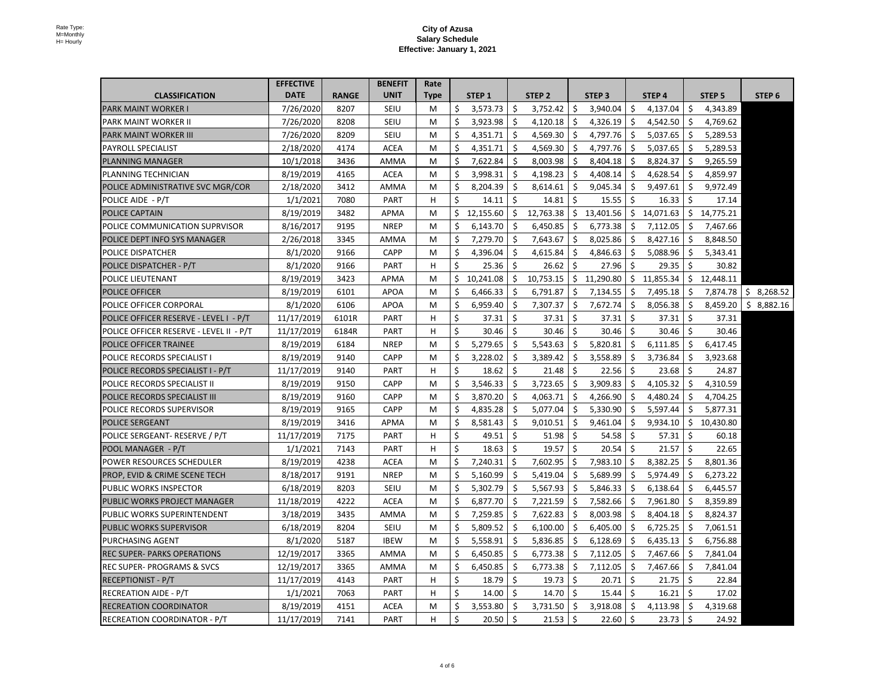Rate Type:
M=Monthly
H= Hourly

# City of Azusa
## Salary Schedule
### Effective: January 1, 2021

| CLASSIFICATION | EFFECTIVE DATE | RANGE | BENEFIT UNIT | Rate Type | STEP 1 | STEP 2 | STEP 3 | STEP 4 | STEP 5 | STEP 6 |
|---|---|---|---|---|---|---|---|---|---|---|
| PARK MAINT WORKER I | 7/26/2020 | 8207 | SEIU | M | $ 3,573.73 | $ 3,752.42 | $ 3,940.04 | $ 4,137.04 | $ 4,343.89 | |
| PARK MAINT WORKER II | 7/26/2020 | 8208 | SEIU | M | $ 3,923.98 | $ 4,120.18 | $ 4,326.19 | $ 4,542.50 | $ 4,769.62 | |
| PARK MAINT WORKER III | 7/26/2020 | 8209 | SEIU | M | $ 4,351.71 | $ 4,569.30 | $ 4,797.76 | $ 5,037.65 | $ 5,289.53 | |
| PAYROLL SPECIALIST | 2/18/2020 | 4174 | ACEA | M | $ 4,351.71 | $ 4,569.30 | $ 4,797.76 | $ 5,037.65 | $ 5,289.53 | |
| PLANNING MANAGER | 10/1/2018 | 3436 | AMMA | M | $ 7,622.84 | $ 8,003.98 | $ 8,404.18 | $ 8,824.37 | $ 9,265.59 | |
| PLANNING TECHNICIAN | 8/19/2019 | 4165 | ACEA | M | $ 3,998.31 | $ 4,198.23 | $ 4,408.14 | $ 4,628.54 | $ 4,859.97 | |
| POLICE ADMINISTRATIVE SVC MGR/COR | 2/18/2020 | 3412 | AMMA | M | $ 8,204.39 | $ 8,614.61 | $ 9,045.34 | $ 9,497.61 | $ 9,972.49 | |
| POLICE AIDE - P/T | 1/1/2021 | 7080 | PART | H | $ 14.11 | $ 14.81 | $ 15.55 | $ 16.33 | $ 17.14 | |
| POLICE CAPTAIN | 8/19/2019 | 3482 | APMA | M | $ 12,155.60 | $ 12,763.38 | $ 13,401.56 | $ 14,071.63 | $ 14,775.21 | |
| POLICE COMMUNICATION SUPRVISOR | 8/16/2017 | 9195 | NREP | M | $ 6,143.70 | $ 6,450.85 | $ 6,773.38 | $ 7,112.05 | $ 7,467.66 | |
| POLICE DEPT INFO SYS MANAGER | 2/26/2018 | 3345 | AMMA | M | $ 7,279.70 | $ 7,643.67 | $ 8,025.86 | $ 8,427.16 | $ 8,848.50 | |
| POLICE DISPATCHER | 8/1/2020 | 9166 | CAPP | M | $ 4,396.04 | $ 4,615.84 | $ 4,846.63 | $ 5,088.96 | $ 5,343.41 | |
| POLICE DISPATCHER - P/T | 8/1/2020 | 9166 | PART | H | $ 25.36 | $ 26.62 | $ 27.96 | $ 29.35 | $ 30.82 | |
| POLICE LIEUTENANT | 8/19/2019 | 3423 | APMA | M | $ 10,241.08 | $ 10,753.15 | $ 11,290.80 | $ 11,855.34 | $ 12,448.11 | |
| POLICE OFFICER | 8/19/2019 | 6101 | APOA | M | $ 6,466.33 | $ 6,791.87 | $ 7,134.55 | $ 7,495.18 | $ 7,874.78 | $ 8,268.52 |
| POLICE OFFICER CORPORAL | 8/1/2020 | 6106 | APOA | M | $ 6,959.40 | $ 7,307.37 | $ 7,672.74 | $ 8,056.38 | $ 8,459.20 | $ 8,882.16 |
| POLICE OFFICER RESERVE - LEVEL I - P/T | 11/17/2019 | 6101R | PART | H | $ 37.31 | $ 37.31 | $ 37.31 | $ 37.31 | $ 37.31 | |
| POLICE OFFICER RESERVE - LEVEL II - P/T | 11/17/2019 | 6184R | PART | H | $ 30.46 | $ 30.46 | $ 30.46 | $ 30.46 | $ 30.46 | |
| POLICE OFFICER TRAINEE | 8/19/2019 | 6184 | NREP | M | $ 5,279.65 | $ 5,543.63 | $ 5,820.81 | $ 6,111.85 | $ 6,417.45 | |
| POLICE RECORDS SPECIALIST I | 8/19/2019 | 9140 | CAPP | M | $ 3,228.02 | $ 3,389.42 | $ 3,558.89 | $ 3,736.84 | $ 3,923.68 | |
| POLICE RECORDS SPECIALIST I - P/T | 11/17/2019 | 9140 | PART | H | $ 18.62 | $ 21.48 | $ 22.56 | $ 23.68 | $ 24.87 | |
| POLICE RECORDS SPECIALIST II | 8/19/2019 | 9150 | CAPP | M | $ 3,546.33 | $ 3,723.65 | $ 3,909.83 | $ 4,105.32 | $ 4,310.59 | |
| POLICE RECORDS SPECIALIST III | 8/19/2019 | 9160 | CAPP | M | $ 3,870.20 | $ 4,063.71 | $ 4,266.90 | $ 4,480.24 | $ 4,704.25 | |
| POLICE RECORDS SUPERVISOR | 8/19/2019 | 9165 | CAPP | M | $ 4,835.28 | $ 5,077.04 | $ 5,330.90 | $ 5,597.44 | $ 5,877.31 | |
| POLICE SERGEANT | 8/19/2019 | 3416 | APMA | M | $ 8,581.43 | $ 9,010.51 | $ 9,461.04 | $ 9,934.10 | $ 10,430.80 | |
| POLICE SERGEANT- RESERVE / P/T | 11/17/2019 | 7175 | PART | H | $ 49.51 | $ 51.98 | $ 54.58 | $ 57.31 | $ 60.18 | |
| POOL MANAGER - P/T | 1/1/2021 | 7143 | PART | H | $ 18.63 | $ 19.57 | $ 20.54 | $ 21.57 | $ 22.65 | |
| POWER RESOURCES SCHEDULER | 8/19/2019 | 4238 | ACEA | M | $ 7,240.31 | $ 7,602.95 | $ 7,983.10 | $ 8,382.25 | $ 8,801.36 | |
| PROP, EVID & CRIME SCENE TECH | 8/18/2017 | 9191 | NREP | M | $ 5,160.99 | $ 5,419.04 | $ 5,689.99 | $ 5,974.49 | $ 6,273.22 | |
| PUBLIC WORKS INSPECTOR | 6/18/2019 | 8203 | SEIU | M | $ 5,302.79 | $ 5,567.93 | $ 5,846.33 | $ 6,138.64 | $ 6,445.57 | |
| PUBLIC WORKS PROJECT MANAGER | 11/18/2019 | 4222 | ACEA | M | $ 6,877.70 | $ 7,221.59 | $ 7,582.66 | $ 7,961.80 | $ 8,359.89 | |
| PUBLIC WORKS SUPERINTENDENT | 3/18/2019 | 3435 | AMMA | M | $ 7,259.85 | $ 7,622.83 | $ 8,003.98 | $ 8,404.18 | $ 8,824.37 | |
| PUBLIC WORKS SUPERVISOR | 6/18/2019 | 8204 | SEIU | M | $ 5,809.52 | $ 6,100.00 | $ 6,405.00 | $ 6,725.25 | $ 7,061.51 | |
| PURCHASING AGENT | 8/1/2020 | 5187 | IBEW | M | $ 5,558.91 | $ 5,836.85 | $ 6,128.69 | $ 6,435.13 | $ 6,756.88 | |
| REC SUPER- PARKS OPERATIONS | 12/19/2017 | 3365 | AMMA | M | $ 6,450.85 | $ 6,773.38 | $ 7,112.05 | $ 7,467.66 | $ 7,841.04 | |
| REC SUPER- PROGRAMS & SVCS | 12/19/2017 | 3365 | AMMA | M | $ 6,450.85 | $ 6,773.38 | $ 7,112.05 | $ 7,467.66 | $ 7,841.04 | |
| RECEPTIONIST - P/T | 11/17/2019 | 4143 | PART | H | $ 18.79 | $ 19.73 | $ 20.71 | $ 21.75 | $ 22.84 | |
| RECREATION AIDE - P/T | 1/1/2021 | 7063 | PART | H | $ 14.00 | $ 14.70 | $ 15.44 | $ 16.21 | $ 17.02 | |
| RECREATION COORDINATOR | 8/19/2019 | 4151 | ACEA | M | $ 3,553.80 | $ 3,731.50 | $ 3,918.08 | $ 4,113.98 | $ 4,319.68 | |
| RECREATION COORDINATOR - P/T | 11/17/2019 | 7141 | PART | H | $ 20.50 | $ 21.53 | $ 22.60 | $ 23.73 | $ 24.92 | |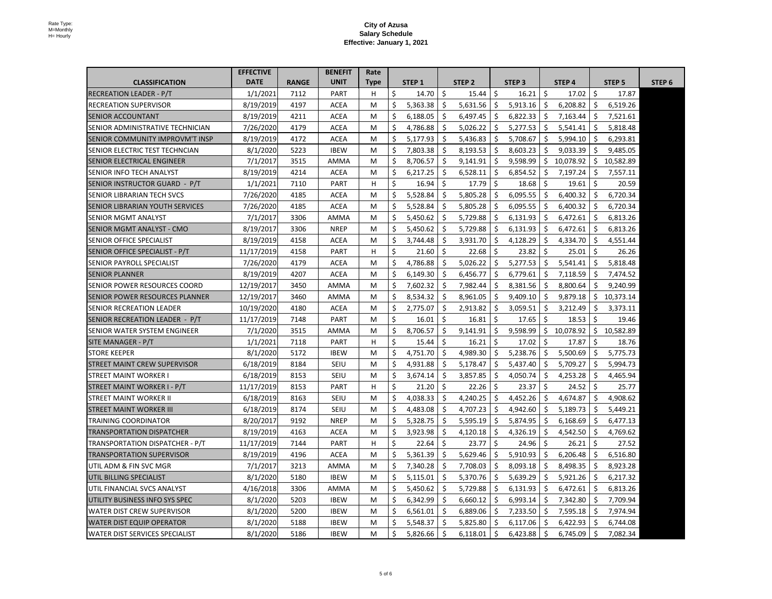Rate Type:
M=Monthly
H= Hourly

**City of Azusa**
**Salary Schedule**
**Effective: January 1, 2021**

| CLASSIFICATION | EFFECTIVE DATE | RANGE | BENEFIT UNIT | Rate Type | STEP 1 | STEP 2 | STEP 3 | STEP 4 | STEP 5 | STEP 6 |
|---|---|---|---|---|---|---|---|---|---|---|
| RECREATION LEADER - P/T | 1/1/2021 | 7112 | PART | H | $ 14.70 | $ 15.44 | $ 16.21 | $ 17.02 | $ 17.87 | |
| RECREATION SUPERVISOR | 8/19/2019 | 4197 | ACEA | M | $ 5,363.38 | $ 5,631.56 | $ 5,913.16 | $ 6,208.82 | $ 6,519.26 | |
| SENIOR ACCOUNTANT | 8/19/2019 | 4211 | ACEA | M | $ 6,188.05 | $ 6,497.45 | $ 6,822.33 | $ 7,163.44 | $ 7,521.61 | |
| SENIOR ADMINISTRATIVE TECHNICIAN | 7/26/2020 | 4179 | ACEA | M | $ 4,786.88 | $ 5,026.22 | $ 5,277.53 | $ 5,541.41 | $ 5,818.48 | |
| SENIOR COMMUNITY IMPROVM'T INSP | 8/19/2019 | 4172 | ACEA | M | $ 5,177.93 | $ 5,436.83 | $ 5,708.67 | $ 5,994.10 | $ 6,293.81 | |
| SENIOR ELECTRIC TEST TECHNCIAN | 8/1/2020 | 5223 | IBEW | M | $ 7,803.38 | $ 8,193.53 | $ 8,603.23 | $ 9,033.39 | $ 9,485.05 | |
| SENIOR ELECTRICAL ENGINEER | 7/1/2017 | 3515 | AMMA | M | $ 8,706.57 | $ 9,141.91 | $ 9,598.99 | $ 10,078.92 | $ 10,582.89 | |
| SENIOR INFO TECH ANALYST | 8/19/2019 | 4214 | ACEA | M | $ 6,217.25 | $ 6,528.11 | $ 6,854.52 | $ 7,197.24 | $ 7,557.11 | |
| SENIOR INSTRUCTOR GUARD - P/T | 1/1/2021 | 7110 | PART | H | $ 16.94 | $ 17.79 | $ 18.68 | $ 19.61 | $ 20.59 | |
| SENIOR LIBRARIAN TECH SVCS | 7/26/2020 | 4185 | ACEA | M | $ 5,528.84 | $ 5,805.28 | $ 6,095.55 | $ 6,400.32 | $ 6,720.34 | |
| SENIOR LIBRARIAN YOUTH SERVICES | 7/26/2020 | 4185 | ACEA | M | $ 5,528.84 | $ 5,805.28 | $ 6,095.55 | $ 6,400.32 | $ 6,720.34 | |
| SENIOR MGMT ANALYST | 7/1/2017 | 3306 | AMMA | M | $ 5,450.62 | $ 5,729.88 | $ 6,131.93 | $ 6,472.61 | $ 6,813.26 | |
| SENIOR MGMT ANALYST - CMO | 8/19/2017 | 3306 | NREP | M | $ 5,450.62 | $ 5,729.88 | $ 6,131.93 | $ 6,472.61 | $ 6,813.26 | |
| SENIOR OFFICE SPECIALIST | 8/19/2019 | 4158 | ACEA | M | $ 3,744.48 | $ 3,931.70 | $ 4,128.29 | $ 4,334.70 | $ 4,551.44 | |
| SENIOR OFFICE SPECIALIST - P/T | 11/17/2019 | 4158 | PART | H | $ 21.60 | $ 22.68 | $ 23.82 | $ 25.01 | $ 26.26 | |
| SENIOR PAYROLL SPECIALIST | 7/26/2020 | 4179 | ACEA | M | $ 4,786.88 | $ 5,026.22 | $ 5,277.53 | $ 5,541.41 | $ 5,818.48 | |
| SENIOR PLANNER | 8/19/2019 | 4207 | ACEA | M | $ 6,149.30 | $ 6,456.77 | $ 6,779.61 | $ 7,118.59 | $ 7,474.52 | |
| SENIOR POWER RESOURCES COORD | 12/19/2017 | 3450 | AMMA | M | $ 7,602.32 | $ 7,982.44 | $ 8,381.56 | $ 8,800.64 | $ 9,240.99 | |
| SENIOR POWER RESOURCES PLANNER | 12/19/2017 | 3460 | AMMA | M | $ 8,534.32 | $ 8,961.05 | $ 9,409.10 | $ 9,879.18 | $ 10,373.14 | |
| SENIOR RECREATION LEADER | 10/19/2020 | 4180 | ACEA | M | $ 2,775.07 | $ 2,913.82 | $ 3,059.51 | $ 3,212.49 | $ 3,373.11 | |
| SENIOR RECREATION LEADER - P/T | 11/17/2019 | 7148 | PART | M | $ 16.01 | $ 16.81 | $ 17.65 | $ 18.53 | $ 19.46 | |
| SENIOR WATER SYSTEM ENGINEER | 7/1/2020 | 3515 | AMMA | M | $ 8,706.57 | $ 9,141.91 | $ 9,598.99 | $ 10,078.92 | $ 10,582.89 | |
| SITE MANAGER - P/T | 1/1/2021 | 7118 | PART | H | $ 15.44 | $ 16.21 | $ 17.02 | $ 17.87 | $ 18.76 | |
| STORE KEEPER | 8/1/2020 | 5172 | IBEW | M | $ 4,751.70 | $ 4,989.30 | $ 5,238.76 | $ 5,500.69 | $ 5,775.73 | |
| STREET MAINT CREW SUPERVISOR | 6/18/2019 | 8184 | SEIU | M | $ 4,931.88 | $ 5,178.47 | $ 5,437.40 | $ 5,709.27 | $ 5,994.73 | |
| STREET MAINT WORKER I | 6/18/2019 | 8153 | SEIU | M | $ 3,674.14 | $ 3,857.85 | $ 4,050.74 | $ 4,253.28 | $ 4,465.94 | |
| STREET MAINT WORKER I - P/T | 11/17/2019 | 8153 | PART | H | $ 21.20 | $ 22.26 | $ 23.37 | $ 24.52 | $ 25.77 | |
| STREET MAINT WORKER II | 6/18/2019 | 8163 | SEIU | M | $ 4,038.33 | $ 4,240.25 | $ 4,452.26 | $ 4,674.87 | $ 4,908.62 | |
| STREET MAINT WORKER III | 6/18/2019 | 8174 | SEIU | M | $ 4,483.08 | $ 4,707.23 | $ 4,942.60 | $ 5,189.73 | $ 5,449.21 | |
| TRAINING COORDINATOR | 8/20/2017 | 9192 | NREP | M | $ 5,328.75 | $ 5,595.19 | $ 5,874.95 | $ 6,168.69 | $ 6,477.13 | |
| TRANSPORTATION DISPATCHER | 8/19/2019 | 4163 | ACEA | M | $ 3,923.98 | $ 4,120.18 | $ 4,326.19 | $ 4,542.50 | $ 4,769.62 | |
| TRANSPORTATION DISPATCHER - P/T | 11/17/2019 | 7144 | PART | H | $ 22.64 | $ 23.77 | $ 24.96 | $ 26.21 | $ 27.52 | |
| TRANSPORTATION SUPERVISOR | 8/19/2019 | 4196 | ACEA | M | $ 5,361.39 | $ 5,629.46 | $ 5,910.93 | $ 6,206.48 | $ 6,516.80 | |
| UTIL ADM & FIN SVC MGR | 7/1/2017 | 3213 | AMMA | M | $ 7,340.28 | $ 7,708.03 | $ 8,093.18 | $ 8,498.35 | $ 8,923.28 | |
| UTIL BILLING SPECIALIST | 8/1/2020 | 5180 | IBEW | M | $ 5,115.01 | $ 5,370.76 | $ 5,639.29 | $ 5,921.26 | $ 6,217.32 | |
| UTIL FINANCIAL SVCS ANALYST | 4/16/2018 | 3306 | AMMA | M | $ 5,450.62 | $ 5,729.88 | $ 6,131.93 | $ 6,472.61 | $ 6,813.26 | |
| UTILITY BUSINESS INFO SYS SPEC | 8/1/2020 | 5203 | IBEW | M | $ 6,342.99 | $ 6,660.12 | $ 6,993.14 | $ 7,342.80 | $ 7,709.94 | |
| WATER DIST CREW SUPERVISOR | 8/1/2020 | 5200 | IBEW | M | $ 6,561.01 | $ 6,889.06 | $ 7,233.50 | $ 7,595.18 | $ 7,974.94 | |
| WATER DIST EQUIP OPERATOR | 8/1/2020 | 5188 | IBEW | M | $ 5,548.37 | $ 5,825.80 | $ 6,117.06 | $ 6,422.93 | $ 6,744.08 | |
| WATER DIST SERVICES SPECIALIST | 8/1/2020 | 5186 | IBEW | M | $ 5,826.66 | $ 6,118.01 | $ 6,423.88 | $ 6,745.09 | $ 7,082.34 | |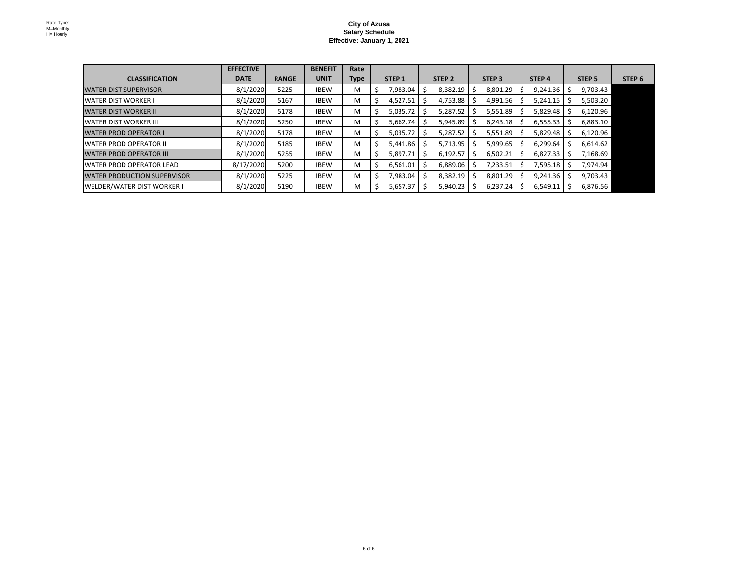Rate Type:
M=Monthly
H= Hourly

**City of Azusa**
**Salary Schedule**
**Effective: January 1, 2021**

| CLASSIFICATION | EFFECTIVE DATE | RANGE | BENEFIT UNIT | Rate Type | STEP 1 | STEP 2 | STEP 3 | STEP 4 | STEP 5 | STEP 6 |
|---|---|---|---|---|---|---|---|---|---|---|
| WATER DIST SUPERVISOR | 8/1/2020 | 5225 | IBEW | M | $ 7,983.04 | $ 8,382.19 | $ 8,801.29 | $ 9,241.36 | $ 9,703.43 | |
| WATER DIST WORKER I | 8/1/2020 | 5167 | IBEW | M | $ 4,527.51 | $ 4,753.88 | $ 4,991.56 | $ 5,241.15 | $ 5,503.20 | |
| WATER DIST WORKER II | 8/1/2020 | 5178 | IBEW | M | $ 5,035.72 | $ 5,287.52 | $ 5,551.89 | $ 5,829.48 | $ 6,120.96 | |
| WATER DIST WORKER III | 8/1/2020 | 5250 | IBEW | M | $ 5,662.74 | $ 5,945.89 | $ 6,243.18 | $ 6,555.33 | $ 6,883.10 | |
| WATER PROD OPERATOR I | 8/1/2020 | 5178 | IBEW | M | $ 5,035.72 | $ 5,287.52 | $ 5,551.89 | $ 5,829.48 | $ 6,120.96 | |
| WATER PROD OPERATOR II | 8/1/2020 | 5185 | IBEW | M | $ 5,441.86 | $ 5,713.95 | $ 5,999.65 | $ 6,299.64 | $ 6,614.62 | |
| WATER PROD OPERATOR III | 8/1/2020 | 5255 | IBEW | M | $ 5,897.71 | $ 6,192.57 | $ 6,502.21 | $ 6,827.33 | $ 7,168.69 | |
| WATER PROD OPERATOR LEAD | 8/17/2020 | 5200 | IBEW | M | $ 6,561.01 | $ 6,889.06 | $ 7,233.51 | $ 7,595.18 | $ 7,974.94 | |
| WATER PRODUCTION SUPERVISOR | 8/1/2020 | 5225 | IBEW | M | $ 7,983.04 | $ 8,382.19 | $ 8,801.29 | $ 9,241.36 | $ 9,703.43 | |
| WELDER/WATER DIST WORKER I | 8/1/2020 | 5190 | IBEW | M | $ 5,657.37 | $ 5,940.23 | $ 6,237.24 | $ 6,549.11 | $ 6,876.56 | |